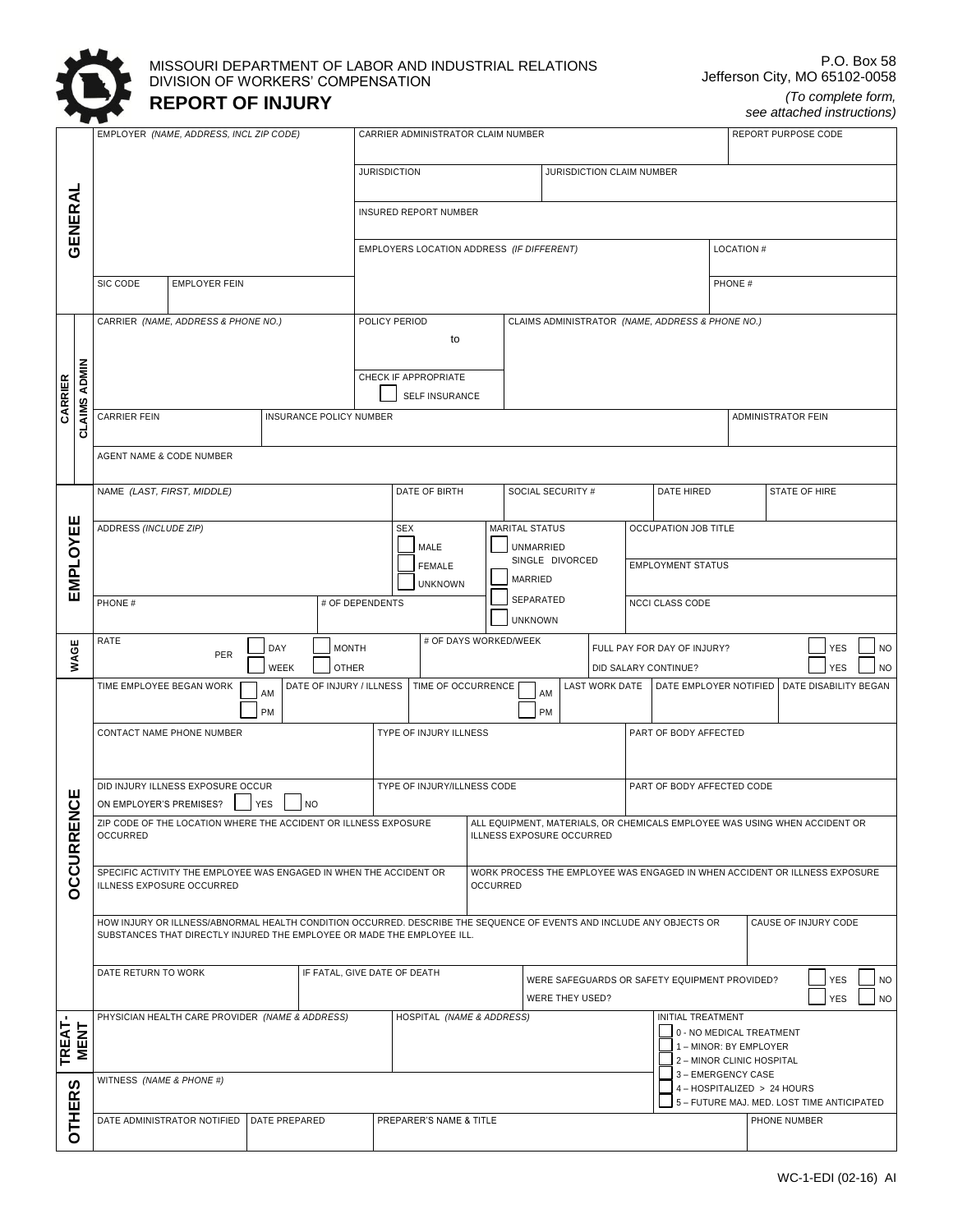MISSOURI DEPARTMENT OF LABOR AND INDUSTRIAL RELATIONS
DIVISION OF WORKERS' COMPENSATION

# REPORT OF INJURY

P.O. Box 58
Jefferson City, MO 65102-0058

*(To complete form, see attached instructions)*

## GENERAL

| EMPLOYER *(NAME, ADDRESS, INCL ZIP CODE)* | | CARRIER ADMINISTRATOR CLAIM NUMBER | | REPORT PURPOSE CODE |
|---|---|---|---|---|
| | | JURISDICTION | JURISDICTION CLAIM NUMBER | |
| | | INSURED REPORT NUMBER | | |
| | | EMPLOYERS LOCATION ADDRESS *(IF DIFFERENT)* | | LOCATION # |
| SIC CODE | EMPLOYER FEIN | | | PHONE # |

## CARRIER / CLAIMS ADMIN

| CARRIER *(NAME, ADDRESS & PHONE NO.)* | | POLICY PERIOD ______ to ______ | CLAIMS ADMINISTRATOR *(NAME, ADDRESS & PHONE NO.)* | |
|---|---|---|---|---|
| | | CHECK IF APPROPRIATE ☐ SELF INSURANCE | | |
| CARRIER FEIN | INSURANCE POLICY NUMBER | | | ADMINISTRATOR FEIN |
| AGENT NAME & CODE NUMBER | | | | |

## EMPLOYEE

| NAME *(LAST, FIRST, MIDDLE)* | | DATE OF BIRTH | SOCIAL SECURITY # | DATE HIRED | STATE OF HIRE |
|---|---|---|---|---|---|
| ADDRESS *(INCLUDE ZIP)* | | SEX ☐ MALE ☐ FEMALE ☐ UNKNOWN | MARITAL STATUS ☐ UNMARRIED SINGLE DIVORCED ☐ MARRIED ☐ SEPARATED ☐ UNKNOWN | OCCUPATION JOB TITLE | |
| | | | | EMPLOYMENT STATUS | |
| PHONE # | # OF DEPENDENTS | | | NCCI CLASS CODE | |

## WAGE

| RATE ______ PER ☐ DAY ☐ WEEK ☐ MONTH ☐ OTHER | # OF DAYS WORKED/WEEK | FULL PAY FOR DAY OF INJURY? ☐ YES ☐ NO |
|---|---|---|
| | | DID SALARY CONTINUE? ☐ YES ☐ NO |

## OCCURRENCE

| TIME EMPLOYEE BEGAN WORK ☐ AM ☐ PM | DATE OF INJURY / ILLNESS | TIME OF OCCURRENCE ☐ AM ☐ PM | LAST WORK DATE | DATE EMPLOYER NOTIFIED | DATE DISABILITY BEGAN |
|---|---|---|---|---|---|
| CONTACT NAME PHONE NUMBER | | TYPE OF INJURY ILLNESS | | PART OF BODY AFFECTED | |
| DID INJURY ILLNESS EXPOSURE OCCUR ON EMPLOYER'S PREMISES? ☐ YES ☐ NO | | TYPE OF INJURY/ILLNESS CODE | | PART OF BODY AFFECTED CODE | |
| ZIP CODE OF THE LOCATION WHERE THE ACCIDENT OR ILLNESS EXPOSURE OCCURRED | | ALL EQUIPMENT, MATERIALS, OR CHEMICALS EMPLOYEE WAS USING WHEN ACCIDENT OR ILLNESS EXPOSURE OCCURRED | | | |
| SPECIFIC ACTIVITY THE EMPLOYEE WAS ENGAGED IN WHEN THE ACCIDENT OR ILLNESS EXPOSURE OCCURRED | | WORK PROCESS THE EMPLOYEE WAS ENGAGED IN WHEN ACCIDENT OR ILLNESS EXPOSURE OCCURRED | | | |
| HOW INJURY OR ILLNESS/ABNORMAL HEALTH CONDITION OCCURRED. DESCRIBE THE SEQUENCE OF EVENTS AND INCLUDE ANY OBJECTS OR SUBSTANCES THAT DIRECTLY INJURED THE EMPLOYEE OR MADE THE EMPLOYEE ILL. | | | | | CAUSE OF INJURY CODE |
| DATE RETURN TO WORK | IF FATAL, GIVE DATE OF DEATH | WERE SAFEGUARDS OR SAFETY EQUIPMENT PROVIDED? ☐ YES ☐ NO | | | |
| | | WERE THEY USED? ☐ YES ☐ NO | | | |

## TREATMENT

| PHYSICIAN HEALTH CARE PROVIDER *(NAME & ADDRESS)* | HOSPITAL *(NAME & ADDRESS)* | INITIAL TREATMENT ☐ 0 - NO MEDICAL TREATMENT ☐ 1 – MINOR: BY EMPLOYER ☐ 2 – MINOR CLINIC HOSPITAL ☐ 3 – EMERGENCY CASE ☐ 4 – HOSPITALIZED > 24 HOURS ☐ 5 – FUTURE MAJ. MED. LOST TIME ANTICIPATED |
|---|---|---|

## OTHERS

| WITNESS *(NAME & PHONE #)* | | | |
|---|---|---|---|
| DATE ADMINISTRATOR NOTIFIED | DATE PREPARED | PREPARER'S NAME & TITLE | PHONE NUMBER |

WC-1-EDI (02-16) AI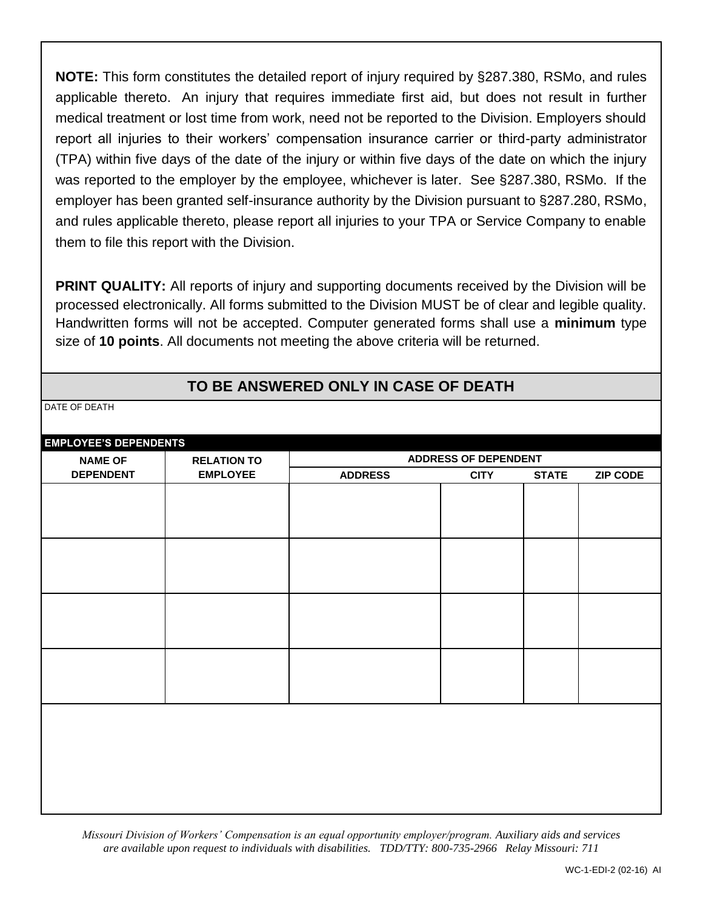**NOTE:** This form constitutes the detailed report of injury required by §287.380, RSMo, and rules applicable thereto. An injury that requires immediate first aid, but does not result in further medical treatment or lost time from work, need not be reported to the Division. Employers should report all injuries to their workers' compensation insurance carrier or third-party administrator (TPA) within five days of the date of the injury or within five days of the date on which the injury was reported to the employer by the employee, whichever is later. See §287.380, RSMo. If the employer has been granted self-insurance authority by the Division pursuant to §287.280, RSMo, and rules applicable thereto, please report all injuries to your TPA or Service Company to enable them to file this report with the Division.

**PRINT QUALITY:** All reports of injury and supporting documents received by the Division will be processed electronically. All forms submitted to the Division MUST be of clear and legible quality. Handwritten forms will not be accepted. Computer generated forms shall use a **minimum** type size of **10 points**. All documents not meeting the above criteria will be returned.

## TO BE ANSWERED ONLY IN CASE OF DEATH

DATE OF DEATH

**EMPLOYEE'S DEPENDENTS**

| NAME OF DEPENDENT | RELATION TO EMPLOYEE | ADDRESS OF DEPENDENT | | | |
|---|---|---|---|---|---|
| | | ADDRESS | CITY | STATE | ZIP CODE |
| | | | | | |
| | | | | | |
| | | | | | |
| | | | | | |

*Missouri Division of Workers' Compensation is an equal opportunity employer/program. Auxiliary aids and services are available upon request to individuals with disabilities. TDD/TTY: 800-735-2966 Relay Missouri: 711*

WC-1-EDI-2 (02-16) AI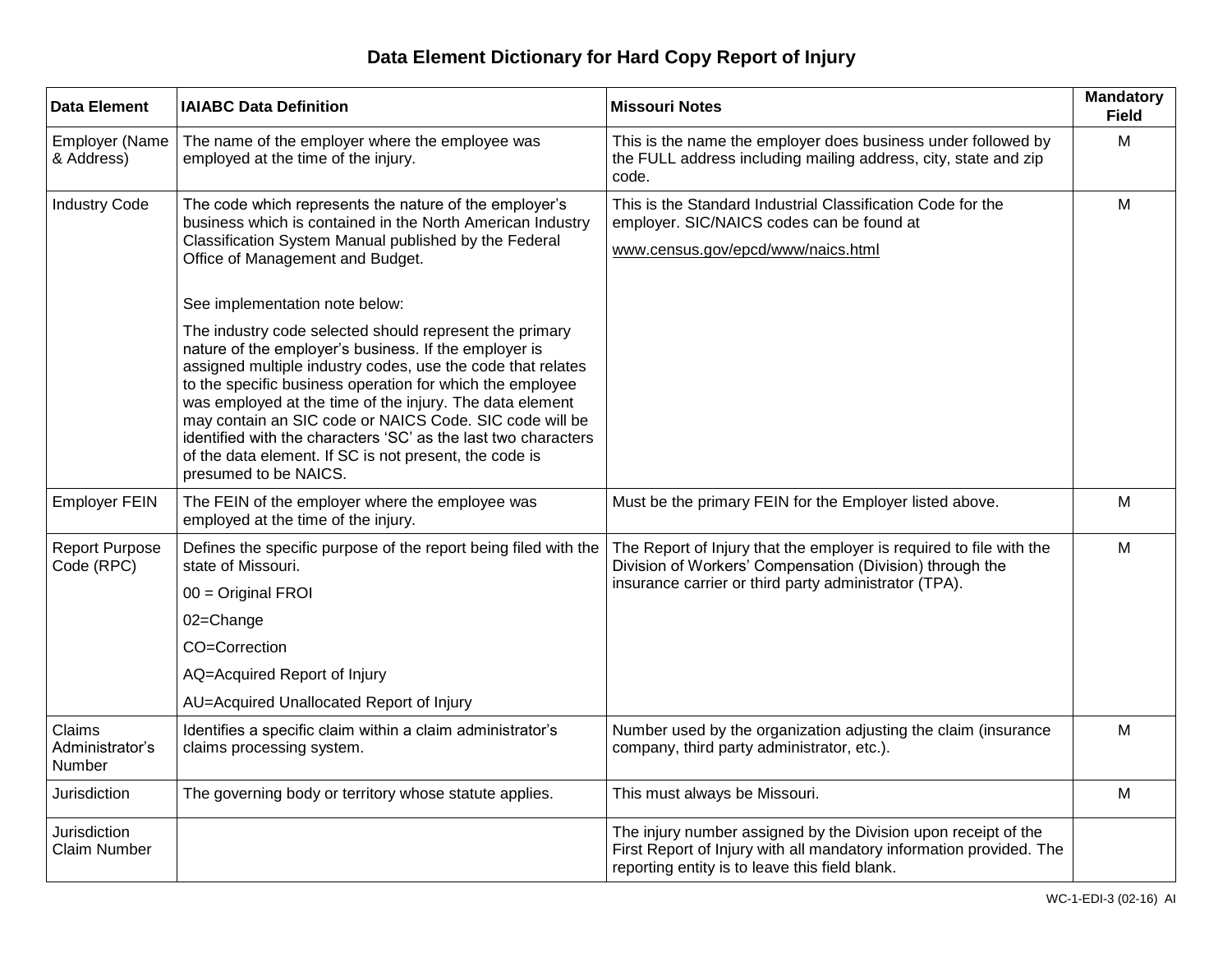# Data Element Dictionary for Hard Copy Report of Injury

| Data Element | IAIABC Data Definition | Missouri Notes | Mandatory Field |
|---|---|---|---|
| Employer (Name & Address) | The name of the employer where the employee was employed at the time of the injury. | This is the name the employer does business under followed by the FULL address including mailing address, city, state and zip code. | M |
| Industry Code | The code which represents the nature of the employer's business which is contained in the North American Industry Classification System Manual published by the Federal Office of Management and Budget.<br><br>See implementation note below:<br><br>The industry code selected should represent the primary nature of the employer's business. If the employer is assigned multiple industry codes, use the code that relates to the specific business operation for which the employee was employed at the time of the injury. The data element may contain an SIC code or NAICS Code. SIC code will be identified with the characters 'SC' as the last two characters of the data element. If SC is not present, the code is presumed to be NAICS. | This is the Standard Industrial Classification Code for the employer. SIC/NAICS codes can be found at<br><br>www.census.gov/epcd/www/naics.html | M |
| Employer FEIN | The FEIN of the employer where the employee was employed at the time of the injury. | Must be the primary FEIN for the Employer listed above. | M |
| Report Purpose Code (RPC) | Defines the specific purpose of the report being filed with the state of Missouri.<br><br>00 = Original FROI<br><br>02=Change<br><br>CO=Correction<br><br>AQ=Acquired Report of Injury<br><br>AU=Acquired Unallocated Report of Injury | The Report of Injury that the employer is required to file with the Division of Workers' Compensation (Division) through the insurance carrier or third party administrator (TPA). | M |
| Claims Administrator's Number | Identifies a specific claim within a claim administrator's claims processing system. | Number used by the organization adjusting the claim (insurance company, third party administrator, etc.). | M |
| Jurisdiction | The governing body or territory whose statute applies. | This must always be Missouri. | M |
| Jurisdiction Claim Number | | The injury number assigned by the Division upon receipt of the First Report of Injury with all mandatory information provided. The reporting entity is to leave this field blank. | |

WC-1-EDI-3 (02-16) AI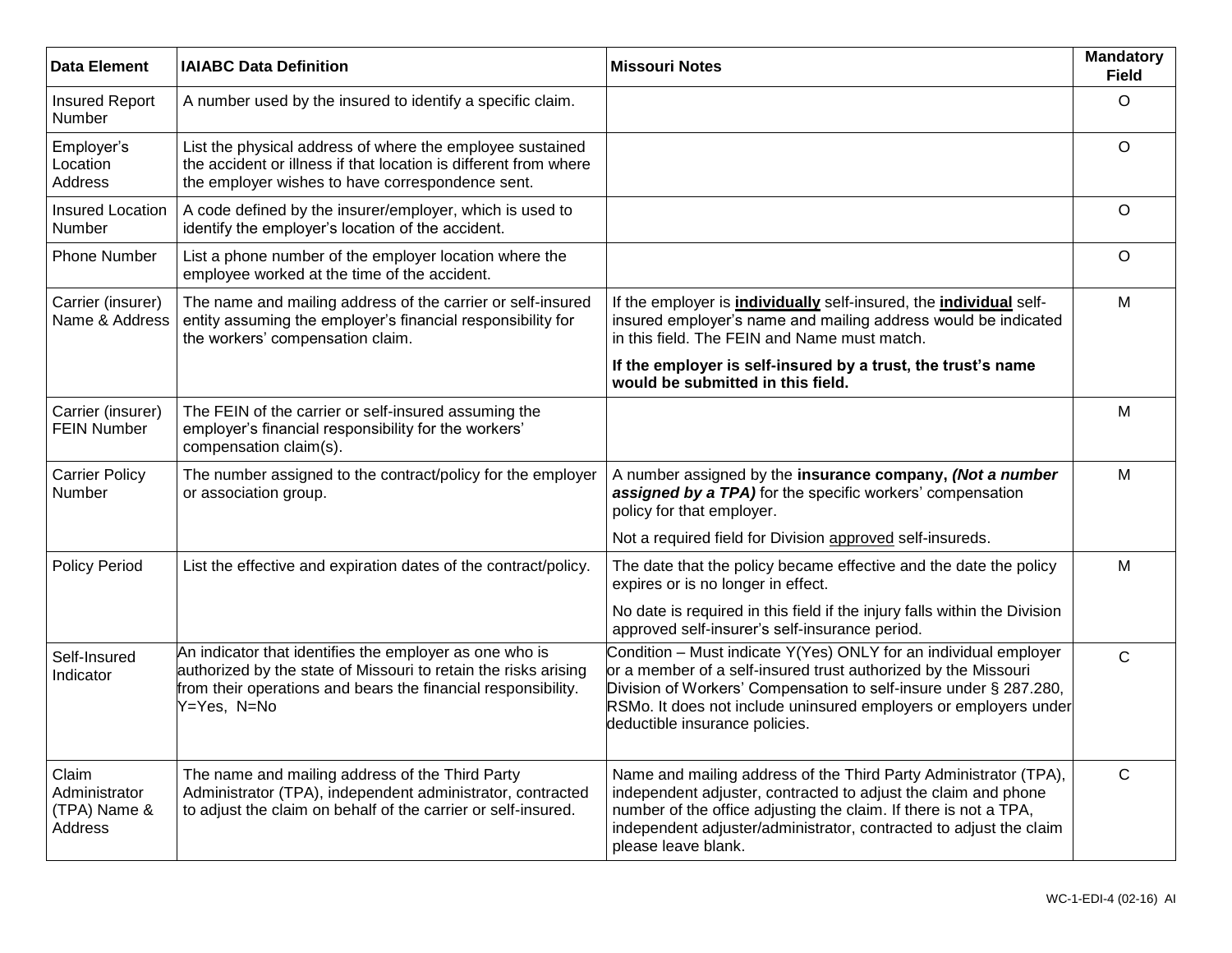| Data Element | IAIABC Data Definition | Missouri Notes | Mandatory Field |
|---|---|---|---|
| Insured Report Number | A number used by the insured to identify a specific claim. | | O |
| Employer's Location Address | List the physical address of where the employee sustained the accident or illness if that location is different from where the employer wishes to have correspondence sent. | | O |
| Insured Location Number | A code defined by the insurer/employer, which is used to identify the employer's location of the accident. | | O |
| Phone Number | List a phone number of the employer location where the employee worked at the time of the accident. | | O |
| Carrier (insurer) Name & Address | The name and mailing address of the carrier or self-insured entity assuming the employer's financial responsibility for the workers' compensation claim. | If the employer is **individually** self-insured, the **individual** self-insured employer's name and mailing address would be indicated in this field. The FEIN and Name must match.<br><br>**If the employer is self-insured by a trust, the trust's name would be submitted in this field.** | M |
| Carrier (insurer) FEIN Number | The FEIN of the carrier or self-insured assuming the employer's financial responsibility for the workers' compensation claim(s). | | M |
| Carrier Policy Number | The number assigned to the contract/policy for the employer or association group. | A number assigned by the **insurance company,** ***(Not a number assigned by a TPA)*** for the specific workers' compensation policy for that employer.<br><br>Not a required field for Division approved self-insureds. | M |
| Policy Period | List the effective and expiration dates of the contract/policy. | The date that the policy became effective and the date the policy expires or is no longer in effect.<br><br>No date is required in this field if the injury falls within the Division approved self-insurer's self-insurance period. | M |
| Self-Insured Indicator | An indicator that identifies the employer as one who is authorized by the state of Missouri to retain the risks arising from their operations and bears the financial responsibility. Y=Yes, N=No | Condition – Must indicate Y(Yes) ONLY for an individual employer or a member of a self-insured trust authorized by the Missouri Division of Workers' Compensation to self-insure under § 287.280, RSMo. It does not include uninsured employers or employers under deductible insurance policies. | C |
| Claim Administrator (TPA) Name & Address | The name and mailing address of the Third Party Administrator (TPA), independent administrator, contracted to adjust the claim on behalf of the carrier or self-insured. | Name and mailing address of the Third Party Administrator (TPA), independent adjuster, contracted to adjust the claim and phone number of the office adjusting the claim. If there is not a TPA, independent adjuster/administrator, contracted to adjust the claim please leave blank. | C |

WC-1-EDI-4 (02-16) AI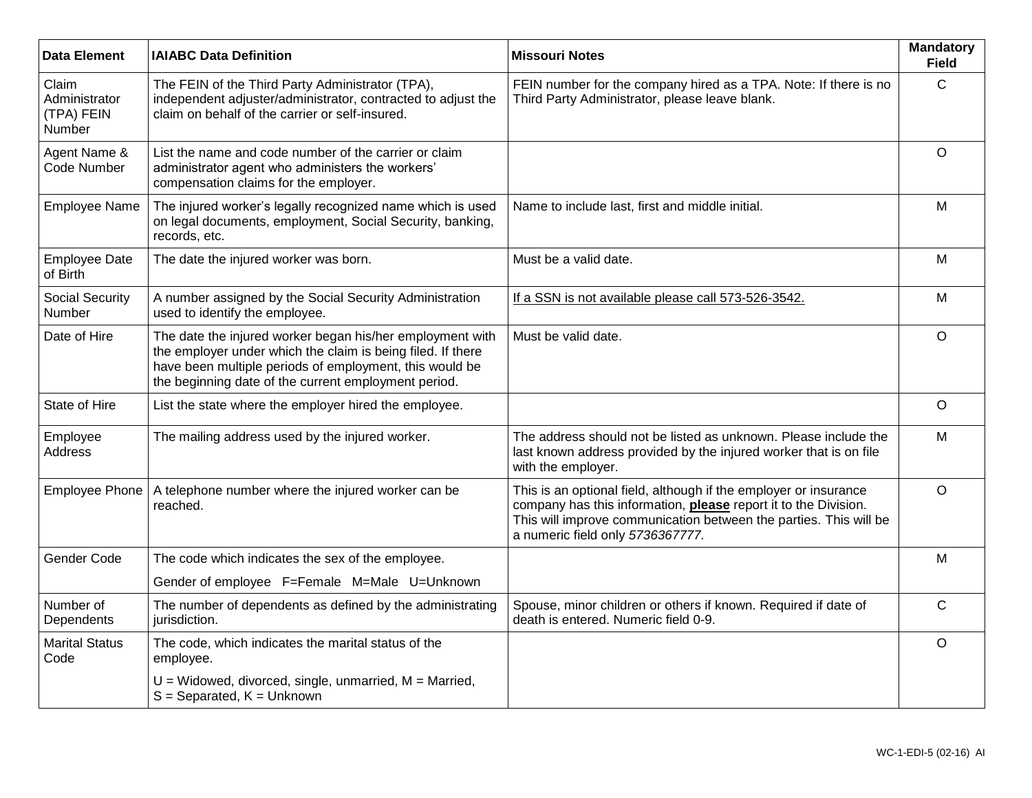| Data Element | IAIABC Data Definition | Missouri Notes | Mandatory Field |
|---|---|---|---|
| Claim Administrator (TPA) FEIN Number | The FEIN of the Third Party Administrator (TPA), independent adjuster/administrator, contracted to adjust the claim on behalf of the carrier or self-insured. | FEIN number for the company hired as a TPA. Note: If there is no Third Party Administrator, please leave blank. | C |
| Agent Name & Code Number | List the name and code number of the carrier or claim administrator agent who administers the workers' compensation claims for the employer. | | O |
| Employee Name | The injured worker's legally recognized name which is used on legal documents, employment, Social Security, banking, records, etc. | Name to include last, first and middle initial. | M |
| Employee Date of Birth | The date the injured worker was born. | Must be a valid date. | M |
| Social Security Number | A number assigned by the Social Security Administration used to identify the employee. | If a SSN is not available please call 573-526-3542. | M |
| Date of Hire | The date the injured worker began his/her employment with the employer under which the claim is being filed. If there have been multiple periods of employment, this would be the beginning date of the current employment period. | Must be valid date. | O |
| State of Hire | List the state where the employer hired the employee. | | O |
| Employee Address | The mailing address used by the injured worker. | The address should not be listed as unknown. Please include the last known address provided by the injured worker that is on file with the employer. | M |
| Employee Phone | A telephone number where the injured worker can be reached. | This is an optional field, although if the employer or insurance company has this information, **please** report it to the Division. This will improve communication between the parties. This will be a numeric field only *5736367777.* | O |
| Gender Code | The code which indicates the sex of the employee. Gender of employee F=Female M=Male U=Unknown | | M |
| Number of Dependents | The number of dependents as defined by the administrating jurisdiction. | Spouse, minor children or others if known. Required if date of death is entered. Numeric field 0-9. | C |
| Marital Status Code | The code, which indicates the marital status of the employee. U = Widowed, divorced, single, unmarried, M = Married, S = Separated, K = Unknown | | O |

WC-1-EDI-5 (02-16) AI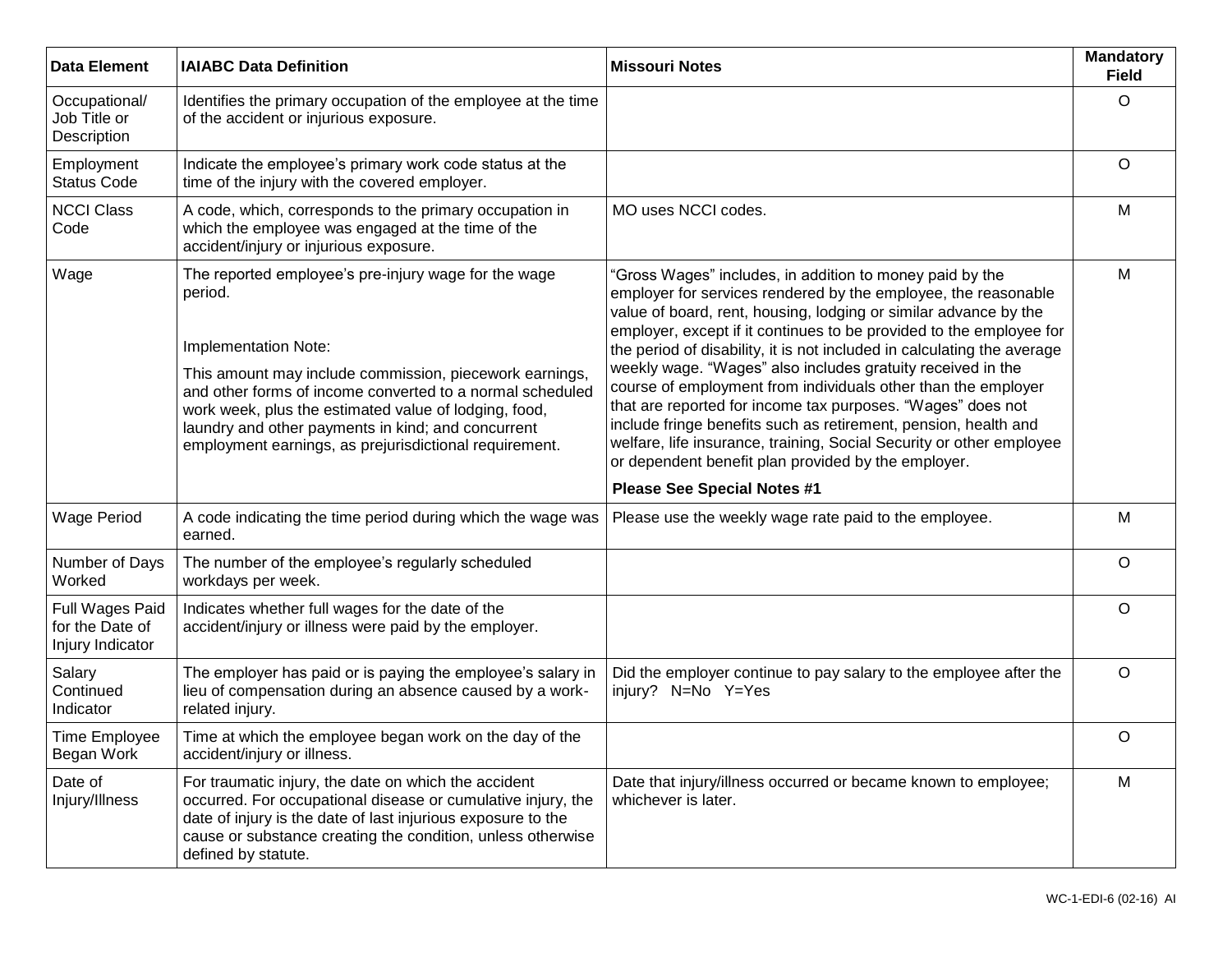| Data Element | IAIABC Data Definition | Missouri Notes | Mandatory Field |
|---|---|---|---|
| Occupational/ Job Title or Description | Identifies the primary occupation of the employee at the time of the accident or injurious exposure. | | O |
| Employment Status Code | Indicate the employee's primary work code status at the time of the injury with the covered employer. | | O |
| NCCI Class Code | A code, which, corresponds to the primary occupation in which the employee was engaged at the time of the accident/injury or injurious exposure. | MO uses NCCI codes. | M |
| Wage | The reported employee's pre-injury wage for the wage period.<br><br>Implementation Note:<br><br>This amount may include commission, piecework earnings, and other forms of income converted to a normal scheduled work week, plus the estimated value of lodging, food, laundry and other payments in kind; and concurrent employment earnings, as prejurisdictional requirement. | "Gross Wages" includes, in addition to money paid by the employer for services rendered by the employee, the reasonable value of board, rent, housing, lodging or similar advance by the employer, except if it continues to be provided to the employee for the period of disability, it is not included in calculating the average weekly wage. "Wages" also includes gratuity received in the course of employment from individuals other than the employer that are reported for income tax purposes. "Wages" does not include fringe benefits such as retirement, pension, health and welfare, life insurance, training, Social Security or other employee or dependent benefit plan provided by the employer.<br><br>**Please See Special Notes #1** | M |
| Wage Period | A code indicating the time period during which the wage was earned. | Please use the weekly wage rate paid to the employee. | M |
| Number of Days Worked | The number of the employee's regularly scheduled workdays per week. | | O |
| Full Wages Paid for the Date of Injury Indicator | Indicates whether full wages for the date of the accident/injury or illness were paid by the employer. | | O |
| Salary Continued Indicator | The employer has paid or is paying the employee's salary in lieu of compensation during an absence caused by a work-related injury. | Did the employer continue to pay salary to the employee after the injury? N=No Y=Yes | O |
| Time Employee Began Work | Time at which the employee began work on the day of the accident/injury or illness. | | O |
| Date of Injury/Illness | For traumatic injury, the date on which the accident occurred. For occupational disease or cumulative injury, the date of injury is the date of last injurious exposure to the cause or substance creating the condition, unless otherwise defined by statute. | Date that injury/illness occurred or became known to employee; whichever is later. | M |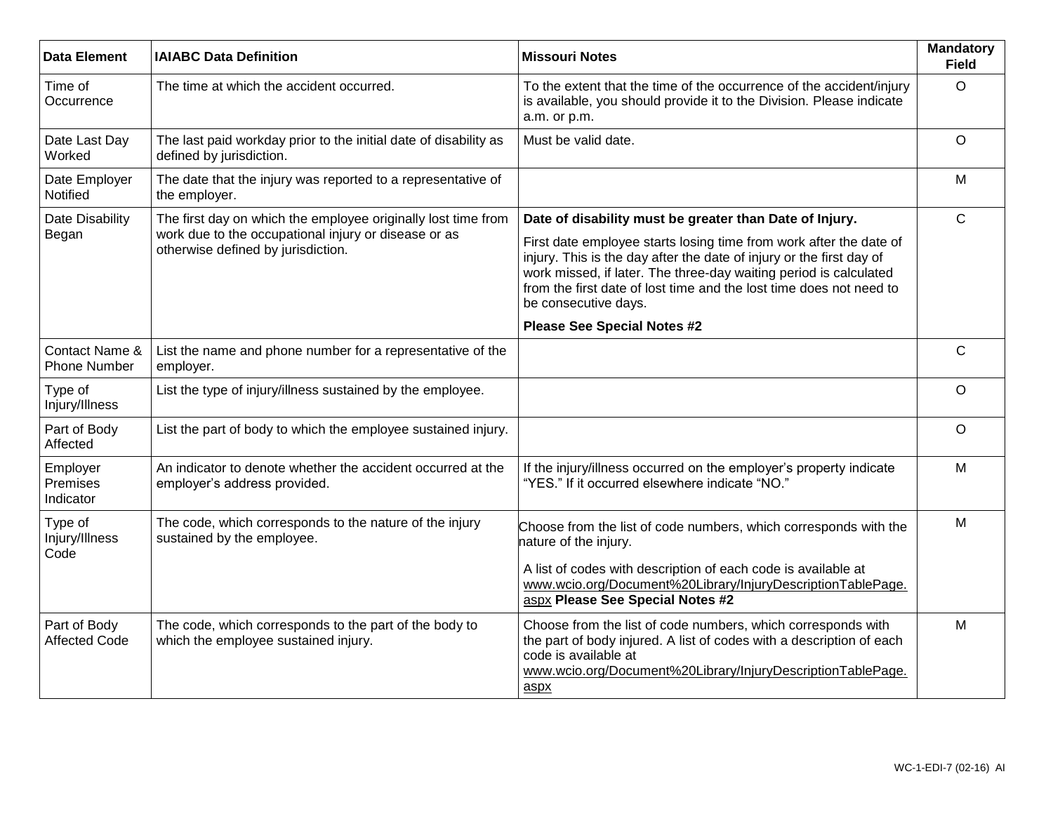| Data Element | IAIABC Data Definition | Missouri Notes | Mandatory Field |
|---|---|---|---|
| Time of Occurrence | The time at which the accident occurred. | To the extent that the time of the occurrence of the accident/injury is available, you should provide it to the Division. Please indicate a.m. or p.m. | O |
| Date Last Day Worked | The last paid workday prior to the initial date of disability as defined by jurisdiction. | Must be valid date. | O |
| Date Employer Notified | The date that the injury was reported to a representative of the employer. | | M |
| Date Disability Began | The first day on which the employee originally lost time from work due to the occupational injury or disease or as otherwise defined by jurisdiction. | **Date of disability must be greater than Date of Injury.**<br><br>First date employee starts losing time from work after the date of injury. This is the day after the date of injury or the first day of work missed, if later. The three-day waiting period is calculated from the first date of lost time and the lost time does not need to be consecutive days.<br><br>**Please See Special Notes #2** | C |
| Contact Name & Phone Number | List the name and phone number for a representative of the employer. | | C |
| Type of Injury/Illness | List the type of injury/illness sustained by the employee. | | O |
| Part of Body Affected | List the part of body to which the employee sustained injury. | | O |
| Employer Premises Indicator | An indicator to denote whether the accident occurred at the employer's address provided. | If the injury/illness occurred on the employer's property indicate "YES." If it occurred elsewhere indicate "NO." | M |
| Type of Injury/Illness Code | The code, which corresponds to the nature of the injury sustained by the employee. | Choose from the list of code numbers, which corresponds with the nature of the injury.<br><br>A list of codes with description of each code is available at www.wcio.org/Document%20Library/InjuryDescriptionTablePage.aspx **Please See Special Notes #2** | M |
| Part of Body Affected Code | The code, which corresponds to the part of the body to which the employee sustained injury. | Choose from the list of code numbers, which corresponds with the part of body injured. A list of codes with a description of each code is available at www.wcio.org/Document%20Library/InjuryDescriptionTablePage.aspx | M |

WC-1-EDI-7 (02-16) AI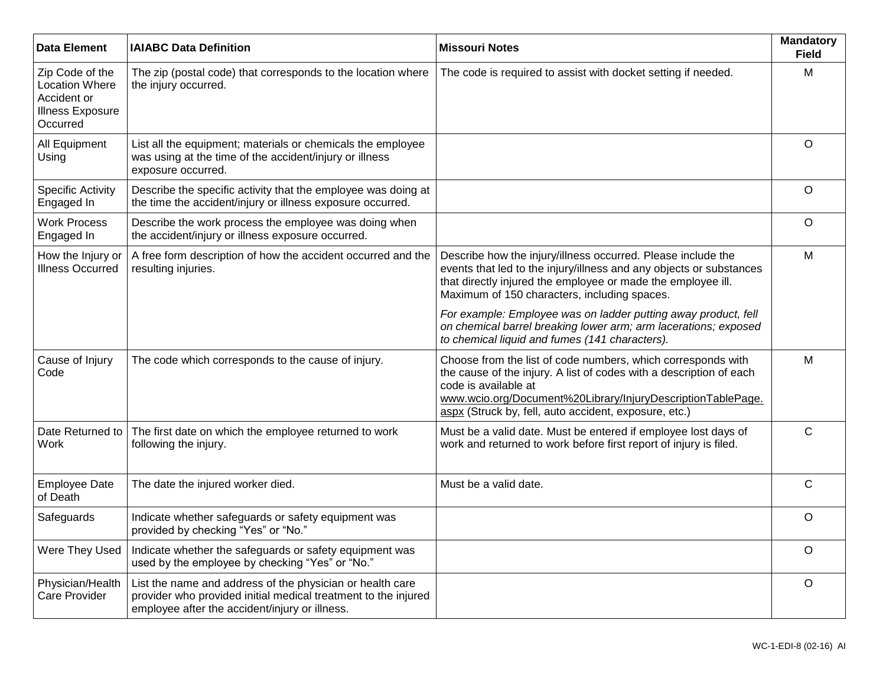| Data Element | IAIABC Data Definition | Missouri Notes | Mandatory Field |
|---|---|---|---|
| Zip Code of the Location Where Accident or Illness Exposure Occurred | The zip (postal code) that corresponds to the location where the injury occurred. | The code is required to assist with docket setting if needed. | M |
| All Equipment Using | List all the equipment; materials or chemicals the employee was using at the time of the accident/injury or illness exposure occurred. | | O |
| Specific Activity Engaged In | Describe the specific activity that the employee was doing at the time the accident/injury or illness exposure occurred. | | O |
| Work Process Engaged In | Describe the work process the employee was doing when the accident/injury or illness exposure occurred. | | O |
| How the Injury or Illness Occurred | A free form description of how the accident occurred and the resulting injuries. | Describe how the injury/illness occurred. Please include the events that led to the injury/illness and any objects or substances that directly injured the employee or made the employee ill. Maximum of 150 characters, including spaces.<br><br>*For example: Employee was on ladder putting away product, fell on chemical barrel breaking lower arm; arm lacerations; exposed to chemical liquid and fumes (141 characters).* | M |
| Cause of Injury Code | The code which corresponds to the cause of injury. | Choose from the list of code numbers, which corresponds with the cause of the injury. A list of codes with a description of each code is available at www.wcio.org/Document%20Library/InjuryDescriptionTablePage.aspx (Struck by, fell, auto accident, exposure, etc.) | M |
| Date Returned to Work | The first date on which the employee returned to work following the injury. | Must be a valid date. Must be entered if employee lost days of work and returned to work before first report of injury is filed. | C |
| Employee Date of Death | The date the injured worker died. | Must be a valid date. | C |
| Safeguards | Indicate whether safeguards or safety equipment was provided by checking "Yes" or "No." | | O |
| Were They Used | Indicate whether the safeguards or safety equipment was used by the employee by checking "Yes" or "No." | | O |
| Physician/Health Care Provider | List the name and address of the physician or health care provider who provided initial medical treatment to the injured employee after the accident/injury or illness. | | O |

WC-1-EDI-8 (02-16) AI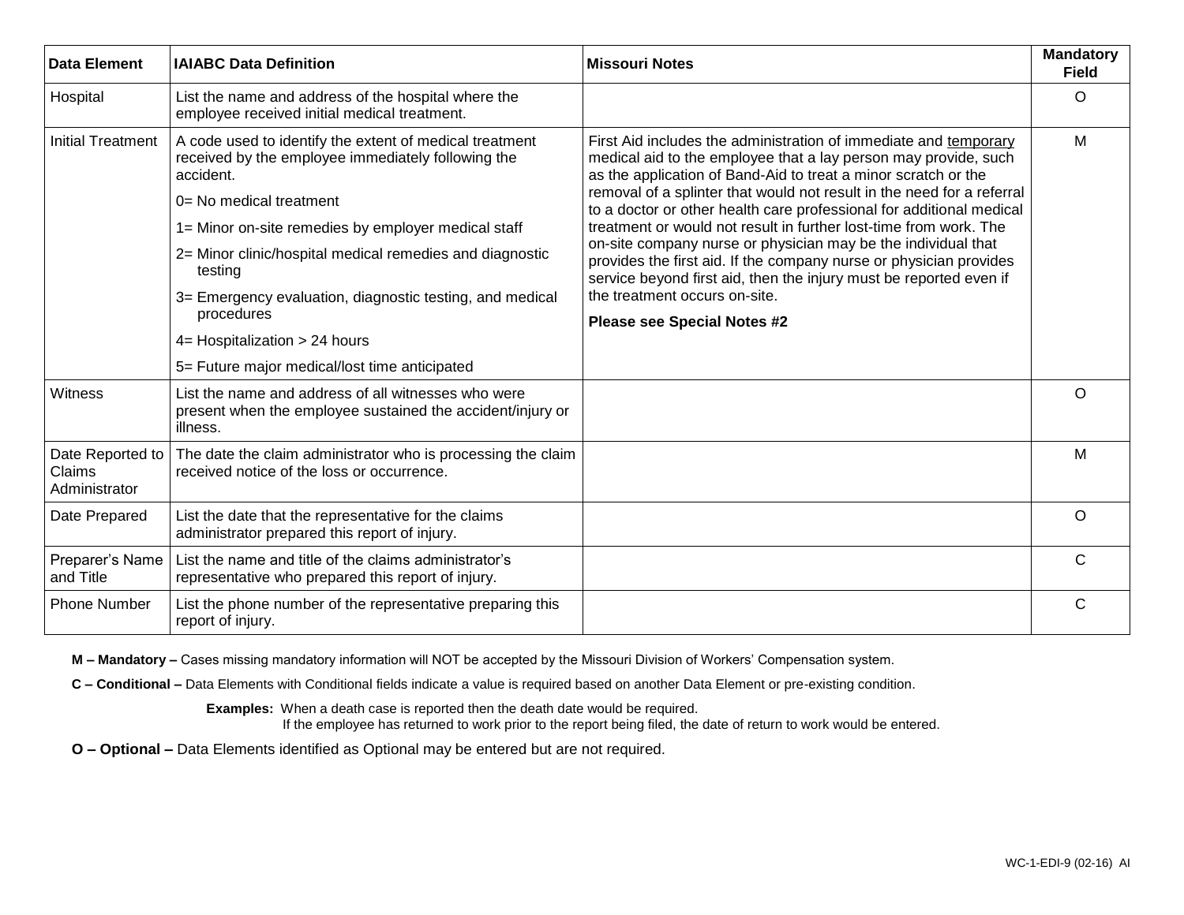| Data Element | IAIABC Data Definition | Missouri Notes | Mandatory Field |
|---|---|---|---|
| Hospital | List the name and address of the hospital where the employee received initial medical treatment. | | O |
| Initial Treatment | A code used to identify the extent of medical treatment received by the employee immediately following the accident.<br>0= No medical treatment<br>1= Minor on-site remedies by employer medical staff<br>2= Minor clinic/hospital medical remedies and diagnostic testing<br>3= Emergency evaluation, diagnostic testing, and medical procedures<br>4= Hospitalization > 24 hours<br>5= Future major medical/lost time anticipated | First Aid includes the administration of immediate and <u>temporary</u> medical aid to the employee that a lay person may provide, such as the application of Band-Aid to treat a minor scratch or the removal of a splinter that would not result in the need for a referral to a doctor or other health care professional for additional medical treatment or would not result in further lost-time from work. The on-site company nurse or physician may be the individual that provides the first aid. If the company nurse or physician provides service beyond first aid, then the injury must be reported even if the treatment occurs on-site.<br>**Please see Special Notes #2** | M |
| Witness | List the name and address of all witnesses who were present when the employee sustained the accident/injury or illness. | | O |
| Date Reported to Claims Administrator | The date the claim administrator who is processing the claim received notice of the loss or occurrence. | | M |
| Date Prepared | List the date that the representative for the claims administrator prepared this report of injury. | | O |
| Preparer's Name and Title | List the name and title of the claims administrator's representative who prepared this report of injury. | | C |
| Phone Number | List the phone number of the representative preparing this report of injury. | | C |

**M – Mandatory –** Cases missing mandatory information will NOT be accepted by the Missouri Division of Workers' Compensation system.

**C – Conditional –** Data Elements with Conditional fields indicate a value is required based on another Data Element or pre-existing condition.

**Examples:** When a death case is reported then the death date would be required.
If the employee has returned to work prior to the report being filed, the date of return to work would be entered.

**O – Optional –** Data Elements identified as Optional may be entered but are not required.

WC-1-EDI-9 (02-16) AI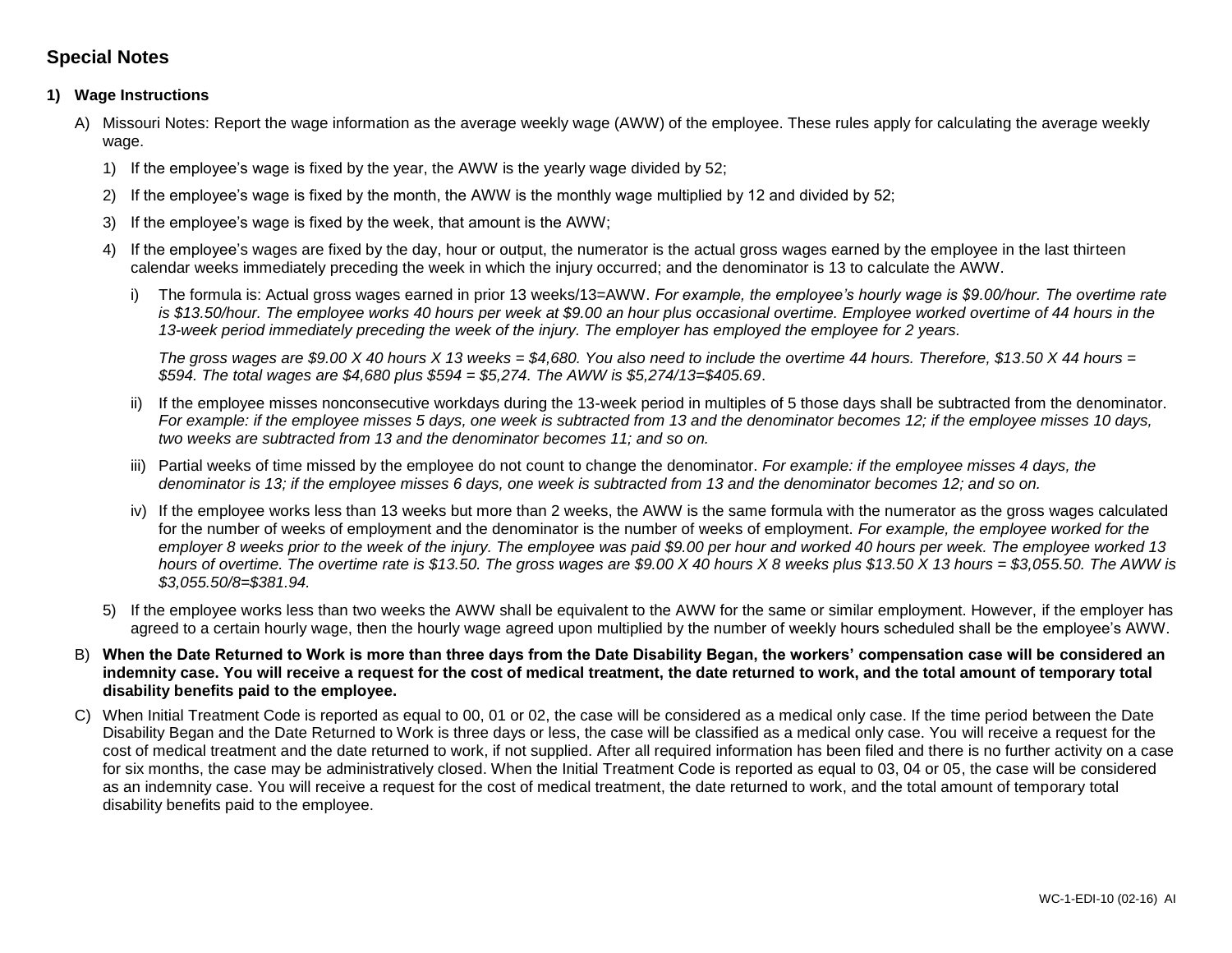## Special Notes

**1) Wage Instructions**

A) Missouri Notes: Report the wage information as the average weekly wage (AWW) of the employee. These rules apply for calculating the average weekly wage.

1) If the employee's wage is fixed by the year, the AWW is the yearly wage divided by 52;

2) If the employee's wage is fixed by the month, the AWW is the monthly wage multiplied by 12 and divided by 52;

3) If the employee's wage is fixed by the week, that amount is the AWW;

4) If the employee's wages are fixed by the day, hour or output, the numerator is the actual gross wages earned by the employee in the last thirteen calendar weeks immediately preceding the week in which the injury occurred; and the denominator is 13 to calculate the AWW.

   i) The formula is: Actual gross wages earned in prior 13 weeks/13=AWW. *For example, the employee's hourly wage is $9.00/hour. The overtime rate is $13.50/hour. The employee works 40 hours per week at $9.00 an hour plus occasional overtime. Employee worked overtime of 44 hours in the 13-week period immediately preceding the week of the injury. The employer has employed the employee for 2 years.*

   *The gross wages are $9.00 X 40 hours X 13 weeks = $4,680. You also need to include the overtime 44 hours. Therefore, $13.50 X 44 hours = $594. The total wages are $4,680 plus $594 = $5,274. The AWW is $5,274/13=$405.69*.

   ii) If the employee misses nonconsecutive workdays during the 13-week period in multiples of 5 those days shall be subtracted from the denominator. *For example: if the employee misses 5 days, one week is subtracted from 13 and the denominator becomes 12; if the employee misses 10 days, two weeks are subtracted from 13 and the denominator becomes 11; and so on.*

   iii) Partial weeks of time missed by the employee do not count to change the denominator. *For example: if the employee misses 4 days, the denominator is 13; if the employee misses 6 days, one week is subtracted from 13 and the denominator becomes 12; and so on.*

   iv) If the employee works less than 13 weeks but more than 2 weeks, the AWW is the same formula with the numerator as the gross wages calculated for the number of weeks of employment and the denominator is the number of weeks of employment. *For example, the employee worked for the employer 8 weeks prior to the week of the injury. The employee was paid $9.00 per hour and worked 40 hours per week. The employee worked 13 hours of overtime. The overtime rate is $13.50. The gross wages are $9.00 X 40 hours X 8 weeks plus $13.50 X 13 hours = $3,055.50. The AWW is $3,055.50/8=$381.94.*

5) If the employee works less than two weeks the AWW shall be equivalent to the AWW for the same or similar employment. However, if the employer has agreed to a certain hourly wage, then the hourly wage agreed upon multiplied by the number of weekly hours scheduled shall be the employee's AWW.

B) **When the Date Returned to Work is more than three days from the Date Disability Began, the workers' compensation case will be considered an indemnity case. You will receive a request for the cost of medical treatment, the date returned to work, and the total amount of temporary total disability benefits paid to the employee.**

C) When Initial Treatment Code is reported as equal to 00, 01 or 02, the case will be considered as a medical only case. If the time period between the Date Disability Began and the Date Returned to Work is three days or less, the case will be classified as a medical only case. You will receive a request for the cost of medical treatment and the date returned to work, if not supplied. After all required information has been filed and there is no further activity on a case for six months, the case may be administratively closed. When the Initial Treatment Code is reported as equal to 03, 04 or 05, the case will be considered as an indemnity case. You will receive a request for the cost of medical treatment, the date returned to work, and the total amount of temporary total disability benefits paid to the employee.

WC-1-EDI-10 (02-16) AI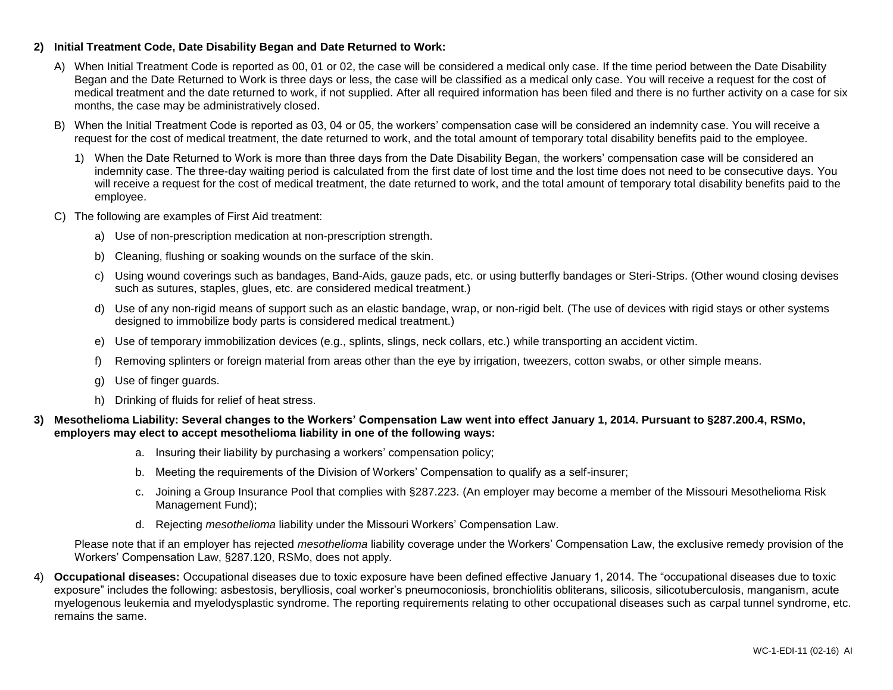**2) Initial Treatment Code, Date Disability Began and Date Returned to Work:**

A) When Initial Treatment Code is reported as 00, 01 or 02, the case will be considered a medical only case. If the time period between the Date Disability Began and the Date Returned to Work is three days or less, the case will be classified as a medical only case. You will receive a request for the cost of medical treatment and the date returned to work, if not supplied. After all required information has been filed and there is no further activity on a case for six months, the case may be administratively closed.

B) When the Initial Treatment Code is reported as 03, 04 or 05, the workers' compensation case will be considered an indemnity case. You will receive a request for the cost of medical treatment, the date returned to work, and the total amount of temporary total disability benefits paid to the employee.

1) When the Date Returned to Work is more than three days from the Date Disability Began, the workers' compensation case will be considered an indemnity case. The three-day waiting period is calculated from the first date of lost time and the lost time does not need to be consecutive days. You will receive a request for the cost of medical treatment, the date returned to work, and the total amount of temporary total disability benefits paid to the employee.

C) The following are examples of First Aid treatment:

a) Use of non-prescription medication at non-prescription strength.

b) Cleaning, flushing or soaking wounds on the surface of the skin.

c) Using wound coverings such as bandages, Band-Aids, gauze pads, etc. or using butterfly bandages or Steri-Strips. (Other wound closing devises such as sutures, staples, glues, etc. are considered medical treatment.)

d) Use of any non-rigid means of support such as an elastic bandage, wrap, or non-rigid belt. (The use of devices with rigid stays or other systems designed to immobilize body parts is considered medical treatment.)

e) Use of temporary immobilization devices (e.g., splints, slings, neck collars, etc.) while transporting an accident victim.

f) Removing splinters or foreign material from areas other than the eye by irrigation, tweezers, cotton swabs, or other simple means.

g) Use of finger guards.

h) Drinking of fluids for relief of heat stress.

**3) Mesothelioma Liability: Several changes to the Workers' Compensation Law went into effect January 1, 2014. Pursuant to §287.200.4, RSMo, employers may elect to accept mesothelioma liability in one of the following ways:**

a. Insuring their liability by purchasing a workers' compensation policy;

b. Meeting the requirements of the Division of Workers' Compensation to qualify as a self-insurer;

c. Joining a Group Insurance Pool that complies with §287.223. (An employer may become a member of the Missouri Mesothelioma Risk Management Fund);

d. Rejecting *mesothelioma* liability under the Missouri Workers' Compensation Law.

Please note that if an employer has rejected *mesothelioma* liability coverage under the Workers' Compensation Law, the exclusive remedy provision of the Workers' Compensation Law, §287.120, RSMo, does not apply.

4) **Occupational diseases:** Occupational diseases due to toxic exposure have been defined effective January 1, 2014. The "occupational diseases due to toxic exposure" includes the following: asbestosis, berylliosis, coal worker's pneumoconiosis, bronchiolitis obliterans, silicosis, silicotuberculosis, manganism, acute myelogenous leukemia and myelodysplastic syndrome. The reporting requirements relating to other occupational diseases such as carpal tunnel syndrome, etc. remains the same.

WC-1-EDI-11 (02-16) AI